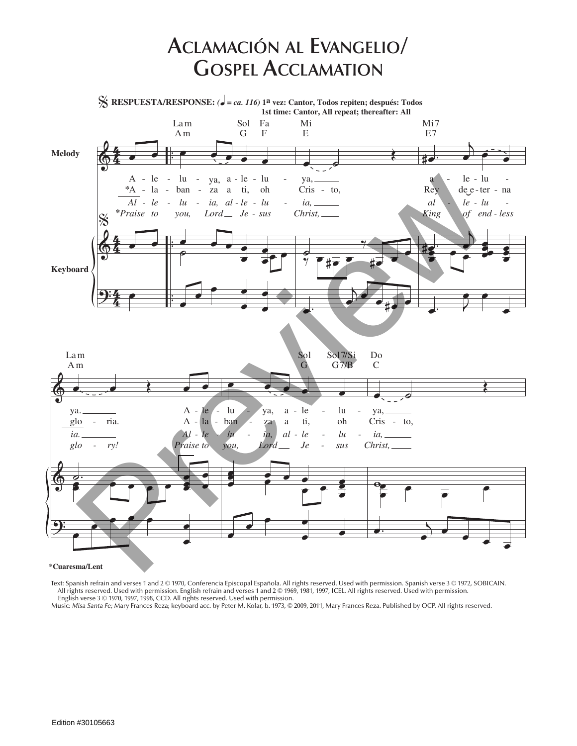# Aclamación al Evangelio/ Gospel Acclamation

𝄋 **RESPUESTA/RESPONSE:** (♩ = *ca. 116*) **1ª vez: Cantor, Todos repiten; después: Todos**
**1st time: Cantor, All repeat; thereafter: All**

La m / Am — Sol / G — Fa / F — Mi / E — Mi7 / E7

A - le - lu - ya, a - le - lu - ya, a - le - lu -
*A - la - ban - za a ti, oh Cris - to, Rey de e - ter - na
*Al - le - lu - ia, al - le - lu - ia, al - le - lu -*
*\*Praise to you, Lord Je - sus Christ, King of end - less*

La m / Am — Sol / G — Sol7/Si / G7/B — Do / C

ya. A - le - lu - ya, a - le - lu - ya,
glo - ria. A - la - ban - za a ti, oh Cris - to,
*ia. Al - le - lu - ia, al - le - lu - ia,*
*glo - ry! Praise to you, Lord Je - sus Christ,*

Melody

Keyboard

**\*Cuaresma/Lent**

Text: Spanish refrain and verses 1 and 2 © 1970, Conferencia Episcopal Española. All rights reserved. Used with permission. Spanish verse 3 © 1972, SOBICAIN. All rights reserved. Used with permission. English refrain and verses 1 and 2 © 1969, 1981, 1997, ICEL. All rights reserved. Used with permission. English verse 3 © 1970, 1997, 1998, CCD. All rights reserved. Used with permission.
Music: *Misa Santa Fe;* Mary Frances Reza; keyboard acc. by Peter M. Kolar, b. 1973, © 2009, 2011, Mary Frances Reza. Published by OCP. All rights reserved.

Edition #30105663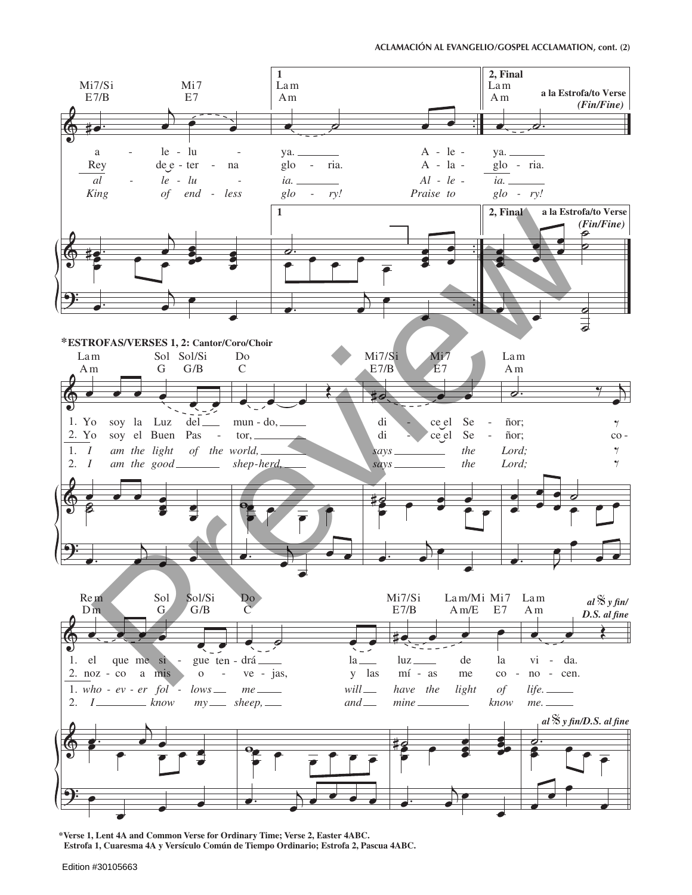**ACLAMACIÓN AL EVANGELIO/GOSPEL ACCLAMATION, cont. (2)**

Mi7/Si E7/B — Mi7 E7 — 1 Lam Am — 2, Final Lam Am — a la Estrofa/to Verse *(Fin/Fine)*

a - le - lu - ya. A - le - ya.
Rey de e - ter - na glo - ria. A - la - glo - ria.
*al - le - lu - ia. Al - le - ia.*
*King of end - less glo - ry! Praise to glo - ry!*

1 — 2, Final — a la Estrofa/to Verse *(Fin/Fine)*

**\*ESTROFAS/VERSES 1, 2: Cantor/Coro/Choir**

Lam Am — Sol G — Sol/Si G/B — Do C — Mi7/Si E7/B — Mi7 E7 — Lam Am

1. Yo soy la Luz del mun - do, di - ce el Se - ñor;
2. Yo soy el Buen Pas - tor, di - ce el Se - ñor; co -
1. *I am the light of the world, says the Lord;*
2. *I am the good shep-herd, says the Lord;*

Rem Dm — Sol G — Sol/Si G/B — Do C — Mi7/Si E7/B — Lam/Mi Am/E — Mi7 E7 — Lam Am — *al 𝄋 y fin/ D.S. al fine*

1. el que me si - gue ten - drá la luz de la vi - da.
2. noz - co a mis o - ve - jas, y las mí - as me co - no - cen.
1. *who - ev - er fol - lows me will have the light of life.*
2. *I know my sheep, and mine know me.*

*al 𝄋 y fin/D.S. al fine*

\*Verse 1, Lent 4A and Common Verse for Ordinary Time; Verse 2, Easter 4ABC.
Estrofa 1, Cuaresma 4A y Versículo Común de Tiempo Ordinario; Estrofa 2, Pascua 4ABC.

Edition #30105663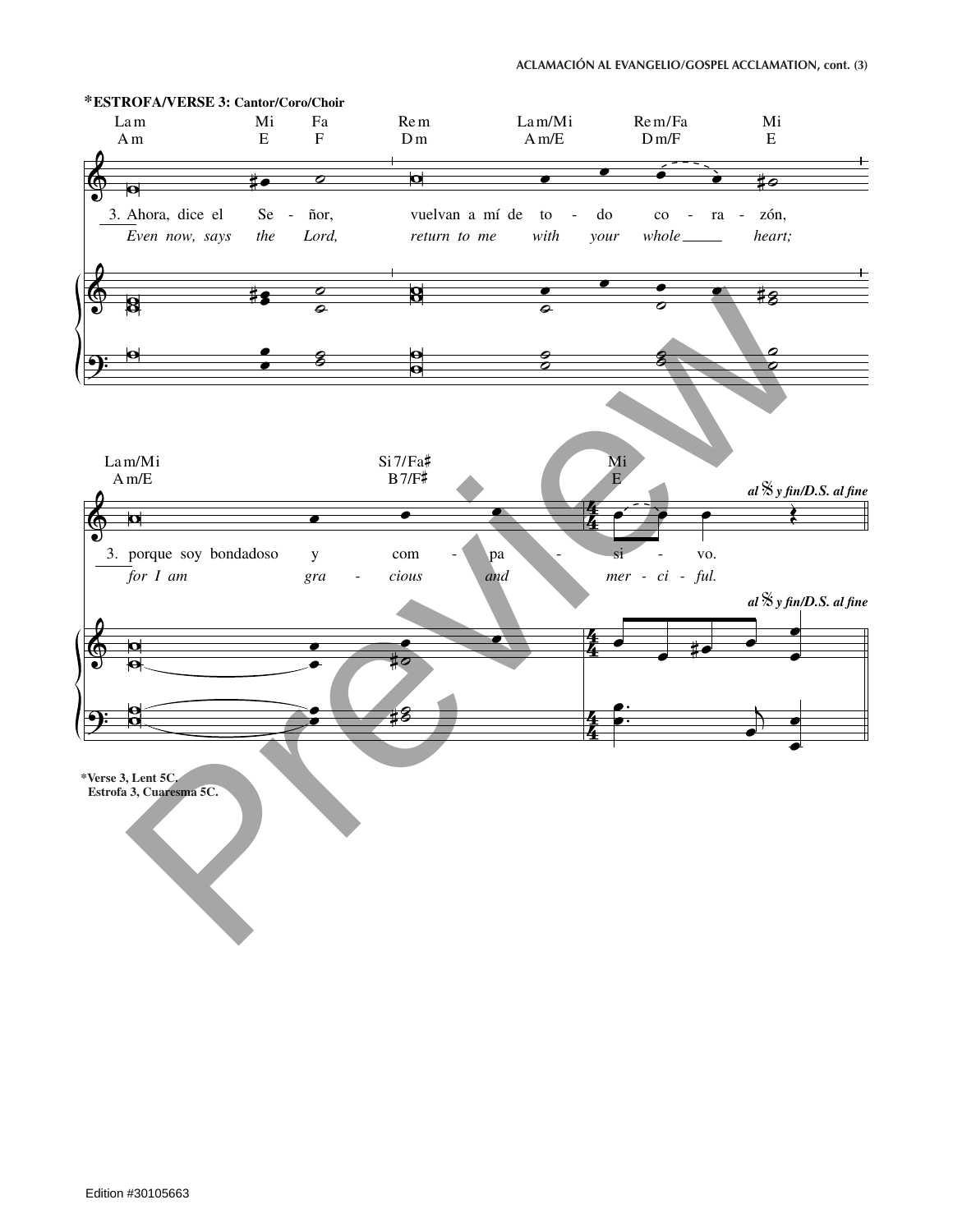*ESTROFA/VERSE 3: Cantor/Coro/Choir

La m / A m — Mi / E — Fa / F — Re m / D m — La m/Mi / A m/E — Re m/Fa / D m/F — Mi / E

3. Ahora, dice el Se - ñor, vuelvan a mí de to - do co - ra - zón,
*Even now, says the Lord, return to me with your whole heart;*

La m/Mi / A m/E — Si 7/Fa♯ / B 7/F♯ — Mi / E

*al 𝄋 y fin/D.S. al fine*

3. porque soy bondadoso y com - pa - si - vo.
*for I am gra - cious and mer - ci - ful.*

*Verse 3, Lent 5C.
Estrofa 3, Cuaresma 5C.

Edition #30105663